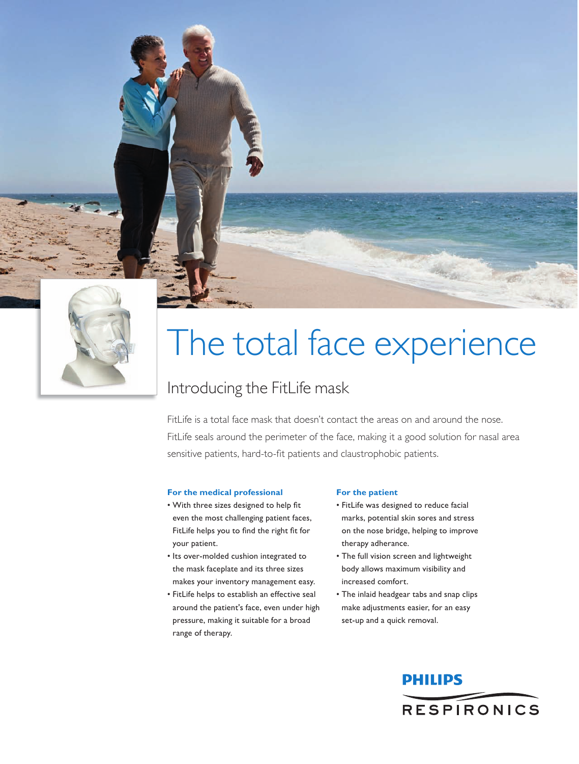# The total face experience

## Introducing the FitLife mask

FitLife is a total face mask that doesn't contact the areas on and around the nose. FitLife seals around the perimeter of the face, making it a good solution for nasal area sensitive patients, hard-to-fit patients and claustrophobic patients.

**For the medical professional**

- With three sizes designed to help fit even the most challenging patient faces, FitLife helps you to find the right fit for your patient.
- Its over-molded cushion integrated to the mask faceplate and its three sizes makes your inventory management easy.
- FitLife helps to establish an effective seal around the patient's face, even under high pressure, making it suitable for a broad range of therapy.

**For the patient**

- FitLife was designed to reduce facial marks, potential skin sores and stress on the nose bridge, helping to improve therapy adherance.
- The full vision screen and lightweight body allows maximum visibility and increased comfort.
- The inlaid headgear tabs and snap clips make adjustments easier, for an easy set-up and a quick removal.

PHILIPS
RESPIRONICS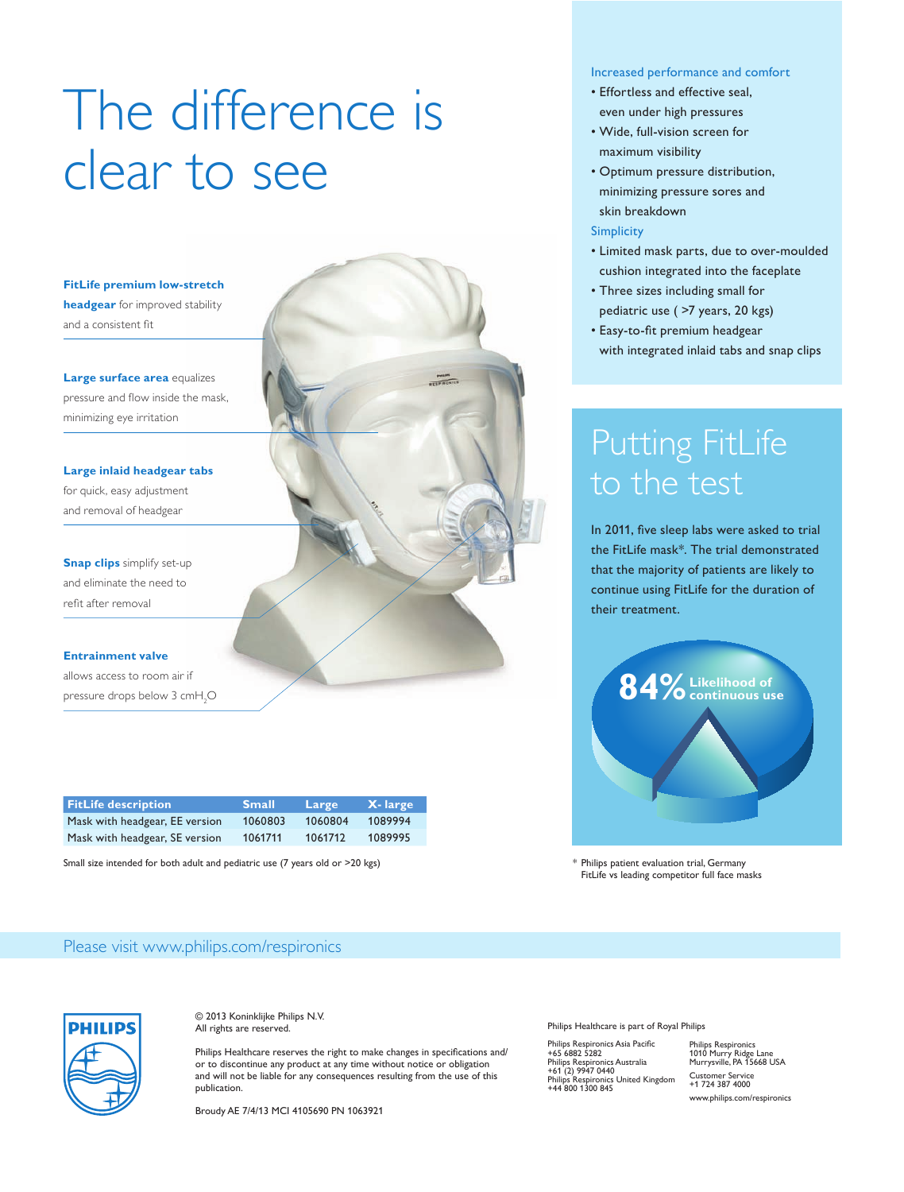# The difference is clear to see

**FitLife premium low-stretch headgear** for improved stability and a consistent fit

**Large surface area** equalizes pressure and flow inside the mask, minimizing eye irritation

**Large inlaid headgear tabs** for quick, easy adjustment and removal of headgear

**Snap clips** simplify set-up and eliminate the need to refit after removal

**Entrainment valve** allows access to room air if pressure drops below 3 $cmH_2O$

| FitLife description | Small | Large | X- large |
|---|---|---|---|
| Mask with headgear, EE version | 1060803 | 1060804 | 1089994 |
| Mask with headgear, SE version | 1061711 | 1061712 | 1089995 |

Small size intended for both adult and pediatric use (7 years old or >20 kgs)

### Increased performance and comfort

- Effortless and effective seal, even under high pressures
- Wide, full-vision screen for maximum visibility
- Optimum pressure distribution, minimizing pressure sores and skin breakdown

### Simplicity

- Limited mask parts, due to over-moulded cushion integrated into the faceplate
- Three sizes including small for pediatric use ( >7 years, 20 kgs)
- Easy-to-fit premium headgear with integrated inlaid tabs and snap clips

## Putting FitLife to the test

In 2011, five sleep labs were asked to trial the FitLife mask*. The trial demonstrated that the majority of patients are likely to continue using FitLife for the duration of their treatment.

84% Likelihood of continuous use

\* Philips patient evaluation trial, Germany
FitLife vs leading competitor full face masks

Please visit www.philips.com/respironics

PHILIPS

© 2013 Koninklijke Philips N.V.
All rights are reserved.

Philips Healthcare reserves the right to make changes in specifications and/ or to discontinue any product at any time without notice or obligation and will not be liable for any consequences resulting from the use of this publication.

Broudy AE 7/4/13 MCI 4105690 PN 1063921

Philips Healthcare is part of Royal Philips

Philips Respironics Asia Pacific
+65 6882 5282
Philips Respironics Australia
+61 (2) 9947 0440
Philips Respironics United Kingdom
+44 800 1300 845

Philips Respironics
1010 Murry Ridge Lane
Murrysville, PA 15668 USA

Customer Service
+1 724 387 4000

www.philips.com/respironics